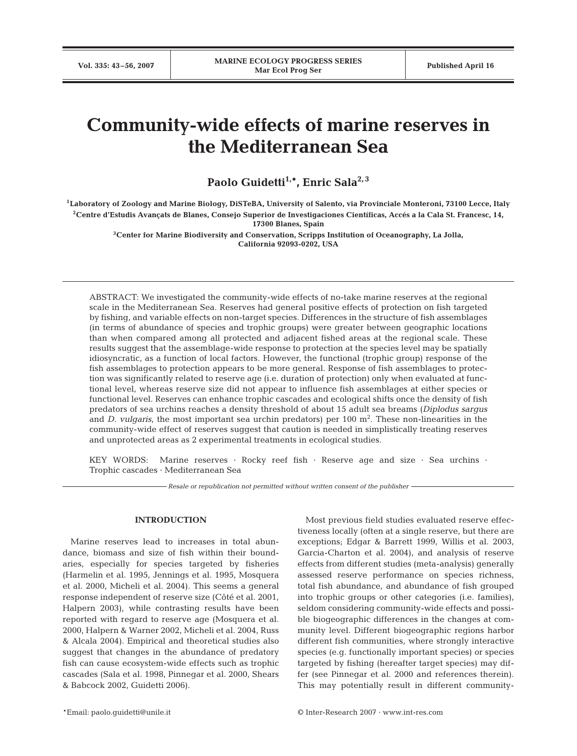# Community-wide effects of marine reserves in the Mediterranean Sea

**Paolo Guidetti[1,*], Enric Sala[2,3]**

[1]Laboratory of Zoology and Marine Biology, DiSTeBA, University of Salento, via Provinciale Monteroni, 73100 Lecce, Italy

[2]Centre d'Estudis Avançats de Blanes, Consejo Superior de Investigaciones Científicas, Accés a la Cala St. Francesc, 14, 17300 Blanes, Spain

[3]Center for Marine Biodiversity and Conservation, Scripps Institution of Oceanography, La Jolla, California 92093-0202, USA

ABSTRACT: We investigated the community-wide effects of no-take marine reserves at the regional scale in the Mediterranean Sea. Reserves had general positive effects of protection on fish targeted by fishing, and variable effects on non-target species. Differences in the structure of fish assemblages (in terms of abundance of species and trophic groups) were greater between geographic locations than when compared among all protected and adjacent fished areas at the regional scale. These results suggest that the assemblage-wide response to protection at the species level may be spatially idiosyncratic, as a function of local factors. However, the functional (trophic group) response of the fish assemblages to protection appears to be more general. Response of fish assemblages to protection was significantly related to reserve age (i.e. duration of protection) only when evaluated at functional level, whereas reserve size did not appear to influence fish assemblages at either species or functional level. Reserves can enhance trophic cascades and ecological shifts once the density of fish predators of sea urchins reaches a density threshold of about 15 adult sea breams (*Diplodus sargus* and *D. vulgaris*, the most important sea urchin predators) per 100 $m^2$. These non-linearities in the community-wide effect of reserves suggest that caution is needed in simplistically treating reserves and unprotected areas as 2 experimental treatments in ecological studies.

KEY WORDS: Marine reserves · Rocky reef fish · Reserve age and size · Sea urchins · Trophic cascades · Mediterranean Sea

*Resale or republication not permitted without written consent of the publisher*

## INTRODUCTION

Marine reserves lead to increases in total abundance, biomass and size of fish within their boundaries, especially for species targeted by fisheries (Harmelin et al. 1995, Jennings et al. 1995, Mosquera et al. 2000, Micheli et al. 2004). This seems a general response independent of reserve size (Côté et al. 2001, Halpern 2003), while contrasting results have been reported with regard to reserve age (Mosquera et al. 2000, Halpern & Warner 2002, Micheli et al. 2004, Russ & Alcala 2004). Empirical and theoretical studies also suggest that changes in the abundance of predatory fish can cause ecosystem-wide effects such as trophic cascades (Sala et al. 1998, Pinnegar et al. 2000, Shears & Babcock 2002, Guidetti 2006).

Most previous field studies evaluated reserve effectiveness locally (often at a single reserve, but there are exceptions; Edgar & Barrett 1999, Willis et al. 2003, Garcia-Charton et al. 2004), and analysis of reserve effects from different studies (meta-analysis) generally assessed reserve performance on species richness, total fish abundance, and abundance of fish grouped into trophic groups or other categories (i.e. families), seldom considering community-wide effects and possible biogeographic differences in the changes at community level. Different biogeographic regions harbor different fish communities, where strongly interactive species (e.g. functionally important species) or species targeted by fishing (hereafter target species) may differ (see Pinnegar et al. 2000 and references therein). This may potentially result in different community-

*Email: paolo.guidetti@unile.it

© Inter-Research 2007 · www.int-res.com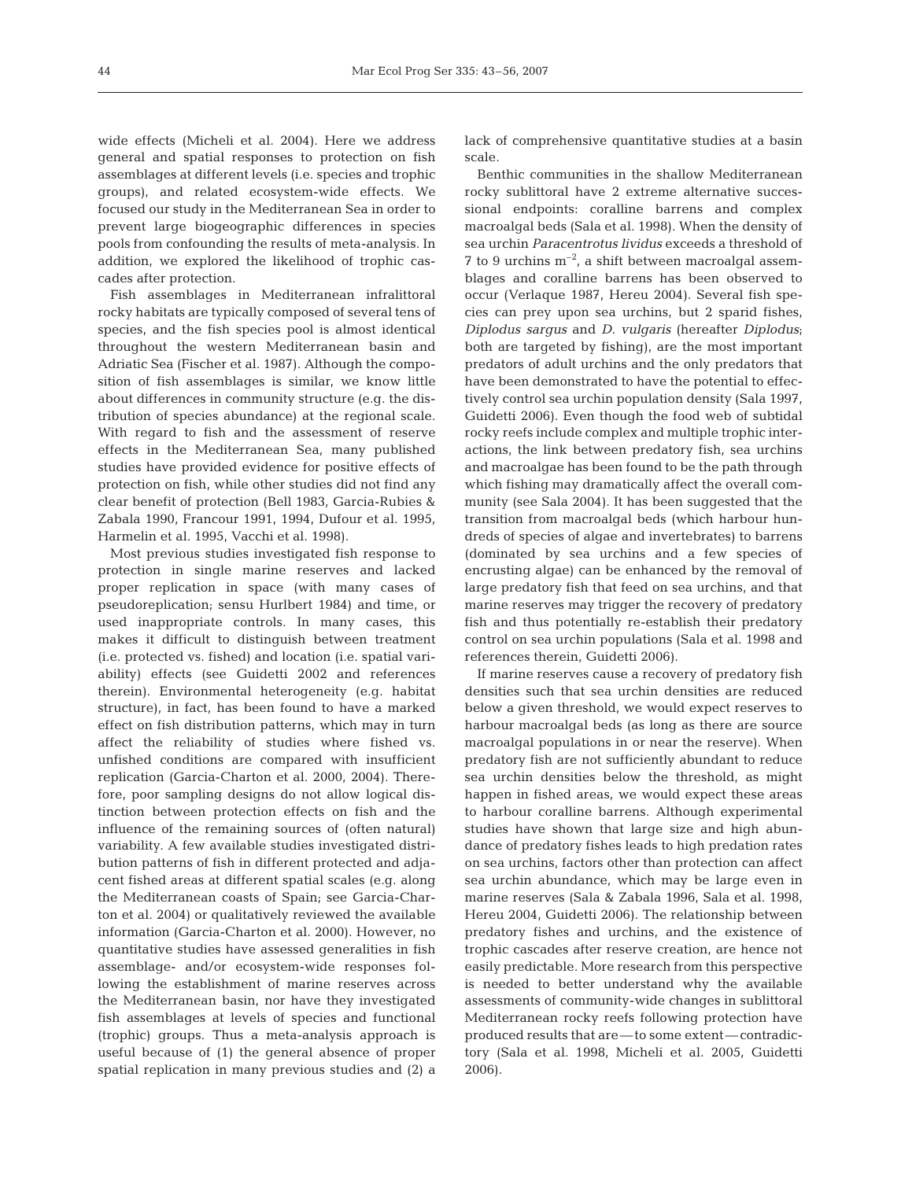wide effects (Micheli et al. 2004). Here we address general and spatial responses to protection on fish assemblages at different levels (i.e. species and trophic groups), and related ecosystem-wide effects. We focused our study in the Mediterranean Sea in order to prevent large biogeographic differences in species pools from confounding the results of meta-analysis. In addition, we explored the likelihood of trophic cascades after protection.

Fish assemblages in Mediterranean infralittoral rocky habitats are typically composed of several tens of species, and the fish species pool is almost identical throughout the western Mediterranean basin and Adriatic Sea (Fischer et al. 1987). Although the composition of fish assemblages is similar, we know little about differences in community structure (e.g. the distribution of species abundance) at the regional scale. With regard to fish and the assessment of reserve effects in the Mediterranean Sea, many published studies have provided evidence for positive effects of protection on fish, while other studies did not find any clear benefit of protection (Bell 1983, Garcia-Rubies & Zabala 1990, Francour 1991, 1994, Dufour et al. 1995, Harmelin et al. 1995, Vacchi et al. 1998).

Most previous studies investigated fish response to protection in single marine reserves and lacked proper replication in space (with many cases of pseudoreplication; sensu Hurlbert 1984) and time, or used inappropriate controls. In many cases, this makes it difficult to distinguish between treatment (i.e. protected vs. fished) and location (i.e. spatial variability) effects (see Guidetti 2002 and references therein). Environmental heterogeneity (e.g. habitat structure), in fact, has been found to have a marked effect on fish distribution patterns, which may in turn affect the reliability of studies where fished vs. unfished conditions are compared with insufficient replication (Garcia-Charton et al. 2000, 2004). Therefore, poor sampling designs do not allow logical distinction between protection effects on fish and the influence of the remaining sources of (often natural) variability. A few available studies investigated distribution patterns of fish in different protected and adjacent fished areas at different spatial scales (e.g. along the Mediterranean coasts of Spain; see Garcia-Charton et al. 2004) or qualitatively reviewed the available information (Garcia-Charton et al. 2000). However, no quantitative studies have assessed generalities in fish assemblage- and/or ecosystem-wide responses following the establishment of marine reserves across the Mediterranean basin, nor have they investigated fish assemblages at levels of species and functional (trophic) groups. Thus a meta-analysis approach is useful because of (1) the general absence of proper spatial replication in many previous studies and (2) a lack of comprehensive quantitative studies at a basin scale.

Benthic communities in the shallow Mediterranean rocky sublittoral have 2 extreme alternative successional endpoints: coralline barrens and complex macroalgal beds (Sala et al. 1998). When the density of sea urchin *Paracentrotus lividus* exceeds a threshold of 7 to 9 urchins $m^{-2}$, a shift between macroalgal assemblages and coralline barrens has been observed to occur (Verlaque 1987, Hereu 2004). Several fish species can prey upon sea urchins, but 2 sparid fishes, *Diplodus sargus* and *D. vulgaris* (hereafter *Diplodus*; both are targeted by fishing), are the most important predators of adult urchins and the only predators that have been demonstrated to have the potential to effectively control sea urchin population density (Sala 1997, Guidetti 2006). Even though the food web of subtidal rocky reefs include complex and multiple trophic interactions, the link between predatory fish, sea urchins and macroalgae has been found to be the path through which fishing may dramatically affect the overall community (see Sala 2004). It has been suggested that the transition from macroalgal beds (which harbour hundreds of species of algae and invertebrates) to barrens (dominated by sea urchins and a few species of encrusting algae) can be enhanced by the removal of large predatory fish that feed on sea urchins, and that marine reserves may trigger the recovery of predatory fish and thus potentially re-establish their predatory control on sea urchin populations (Sala et al. 1998 and references therein, Guidetti 2006).

If marine reserves cause a recovery of predatory fish densities such that sea urchin densities are reduced below a given threshold, we would expect reserves to harbour macroalgal beds (as long as there are source macroalgal populations in or near the reserve). When predatory fish are not sufficiently abundant to reduce sea urchin densities below the threshold, as might happen in fished areas, we would expect these areas to harbour coralline barrens. Although experimental studies have shown that large size and high abundance of predatory fishes leads to high predation rates on sea urchins, factors other than protection can affect sea urchin abundance, which may be large even in marine reserves (Sala & Zabala 1996, Sala et al. 1998, Hereu 2004, Guidetti 2006). The relationship between predatory fishes and urchins, and the existence of trophic cascades after reserve creation, are hence not easily predictable. More research from this perspective is needed to better understand why the available assessments of community-wide changes in sublittoral Mediterranean rocky reefs following protection have produced results that are — to some extent — contradictory (Sala et al. 1998, Micheli et al. 2005, Guidetti 2006).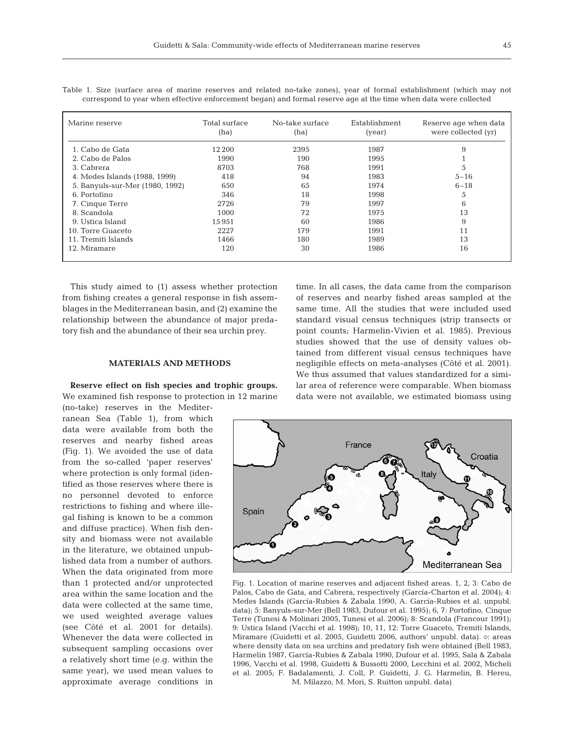Table 1. Size (surface area of marine reserves and related no-take zones), year of formal establishment (which may not correspond to year when effective enforcement began) and formal reserve age at the time when data were collected

| Marine reserve | Total surface (ha) | No-take surface (ha) | Establishment (year) | Reserve age when data were collected (yr) |
|---|---|---|---|---|
| 1. Cabo de Gata | 12200 | 2395 | 1987 | 9 |
| 2. Cabo de Palos | 1990 | 190 | 1995 | 1 |
| 3. Cabrera | 8703 | 768 | 1991 | 5 |
| 4. Medes Islands (1988, 1999) | 418 | 94 | 1983 | 5–16 |
| 5. Banyuls-sur-Mer (1980, 1992) | 650 | 65 | 1974 | 6–18 |
| 6. Portofino | 346 | 18 | 1998 | 5 |
| 7. Cinque Terre | 2726 | 79 | 1997 | 6 |
| 8. Scandola | 1000 | 72 | 1975 | 13 |
| 9. Ustica Island | 15951 | 60 | 1986 | 9 |
| 10. Torre Guaceto | 2227 | 179 | 1991 | 11 |
| 11. Tremiti Islands | 1466 | 180 | 1989 | 13 |
| 12. Miramare | 120 | 30 | 1986 | 16 |

This study aimed to (1) assess whether protection from fishing creates a general response in fish assemblages in the Mediterranean basin, and (2) examine the relationship between the abundance of major predatory fish and the abundance of their sea urchin prey.

## MATERIALS AND METHODS

**Reserve effect on fish species and trophic groups.** We examined fish response to protection in 12 marine (no-take) reserves in the Mediterranean Sea (Table 1), from which data were available from both the reserves and nearby fished areas (Fig. 1). We avoided the use of data from the so-called 'paper reserves' where protection is only formal (identified as those reserves where there is no personnel devoted to enforce restrictions to fishing and where illegal fishing is known to be a common and diffuse practice). When fish density and biomass were not available in the literature, we obtained unpublished data from a number of authors. When the data originated from more than 1 protected and/or unprotected area within the same location and the data were collected at the same time, we used weighted average values (see Côté et al. 2001 for details). Whenever the data were collected in subsequent sampling occasions over a relatively short time (e.g. within the same year), we used mean values to approximate average conditions in time. In all cases, the data came from the comparison of reserves and nearby fished areas sampled at the same time. All the studies that were included used standard visual census techniques (strip transects or point counts; Harmelin-Vivien et al. 1985). Previous studies showed that the use of density values obtained from different visual census techniques have negligible effects on meta-analyses (Côté et al. 2001). We thus assumed that values standardized for a similar area of reference were comparable. When biomass data were not available, we estimated biomass using

Fig. 1. Location of marine reserves and adjacent fished areas. 1, 2, 3: Cabo de Palos, Cabo de Gata, and Cabrera, respectively (García-Charton et al. 2004); 4: Medes Islands (García-Rubies & Zabala 1990, A. García-Rubies et al. unpubl. data); 5: Banyuls-sur-Mer (Bell 1983, Dufour et al. 1995); 6, 7: Portofino, Cinque Terre (Tunesi & Molinari 2005, Tunesi et al. 2006); 8: Scandola (Francour 1991); 9: Ustica Island (Vacchi et al. 1998); 10, 11, 12: Torre Guaceto, Tremiti Islands, Miramare (Guidetti et al. 2005, Guidetti 2006, authors' unpubl. data). ○: areas where density data on sea urchins and predatory fish were obtained (Bell 1983, Harmelin 1987, García-Rubies & Zabala 1990, Dufour et al. 1995, Sala & Zabala 1996, Vacchi et al. 1998, Guidetti & Bussotti 2000, Lecchini et al. 2002, Micheli et al. 2005; F. Badalamenti, J. Coll, P. Guidetti, J. G. Harmelin, B. Hereu, M. Milazzo, M. Mori, S. Ruitton unpubl. data)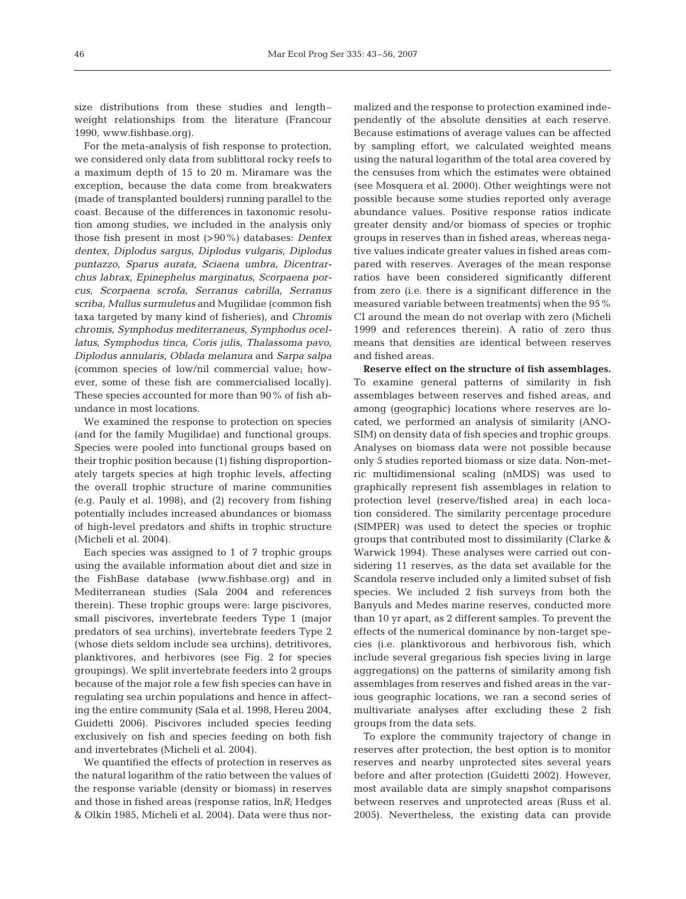size distributions from these studies and length–weight relationships from the literature (Francour 1990, www.fishbase.org).

For the meta-analysis of fish response to protection, we considered only data from sublittoral rocky reefs to a maximum depth of 15 to 20 m. Miramare was the exception, because the data come from breakwaters (made of transplanted boulders) running parallel to the coast. Because of the differences in taxonomic resolution among studies, we included in the analysis only those fish present in most (>90%) databases: *Dentex dentex*, *Diplodus sargus*, *Diplodus vulgaris*, *Diplodus puntazzo*, *Sparus aurata*, *Sciaena umbra*, *Dicentrarchus labrax*, *Epinephelus marginatus*, *Scorpaena porcus*, *Scorpaena scrofa*, *Serranus cabrilla*, *Serranus scriba*, *Mullus surmuletus* and Mugilidae (common fish taxa targeted by many kind of fisheries), and *Chromis chromis*, *Symphodus mediterraneus*, *Symphodus ocellatus*, *Symphodus tinca*, *Coris julis*, *Thalassoma pavo*, *Diplodus annularis*, *Oblada melanura* and *Sarpa salpa* (common species of low/nil commercial value; however, some of these fish are commercialised locally). These species accounted for more than 90% of fish abundance in most locations.

We examined the response to protection on species (and for the family Mugilidae) and functional groups. Species were pooled into functional groups based on their trophic position because (1) fishing disproportionately targets species at high trophic levels, affecting the overall trophic structure of marine communities (e.g. Pauly et al. 1998), and (2) recovery from fishing potentially includes increased abundances or biomass of high-level predators and shifts in trophic structure (Micheli et al. 2004).

Each species was assigned to 1 of 7 trophic groups using the available information about diet and size in the FishBase database (www.fishbase.org) and in Mediterranean studies (Sala 2004 and references therein). These trophic groups were: large piscivores, small piscivores, invertebrate feeders Type 1 (major predators of sea urchins), invertebrate feeders Type 2 (whose diets seldom include sea urchins), detritivores, planktivores, and herbivores (see Fig. 2 for species groupings). We split invertebrate feeders into 2 groups because of the major role a few fish species can have in regulating sea urchin populations and hence in affecting the entire community (Sala et al. 1998, Hereu 2004, Guidetti 2006). Piscivores included species feeding exclusively on fish and species feeding on both fish and invertebrates (Micheli et al. 2004).

We quantified the effects of protection in reserves as the natural logarithm of the ratio between the values of the response variable (density or biomass) in reserves and those in fished areas (response ratios, $\ln R$; Hedges & Olkin 1985, Micheli et al. 2004). Data were thus normalized and the response to protection examined independently of the absolute densities at each reserve. Because estimations of average values can be affected by sampling effort, we calculated weighted means using the natural logarithm of the total area covered by the censuses from which the estimates were obtained (see Mosquera et al. 2000). Other weightings were not possible because some studies reported only average abundance values. Positive response ratios indicate greater density and/or biomass of species or trophic groups in reserves than in fished areas, whereas negative values indicate greater values in fished areas compared with reserves. Averages of the mean response ratios have been considered significantly different from zero (i.e. there is a significant difference in the measured variable between treatments) when the 95% CI around the mean do not overlap with zero (Micheli 1999 and references therein). A ratio of zero thus means that densities are identical between reserves and fished areas.

**Reserve effect on the structure of fish assemblages.** To examine general patterns of similarity in fish assemblages between reserves and fished areas, and among (geographic) locations where reserves are located, we performed an analysis of similarity (ANOSIM) on density data of fish species and trophic groups. Analyses on biomass data were not possible because only 5 studies reported biomass or size data. Non-metric multidimensional scaling (nMDS) was used to graphically represent fish assemblages in relation to protection level (reserve/fished area) in each location considered. The similarity percentage procedure (SIMPER) was used to detect the species or trophic groups that contributed most to dissimilarity (Clarke & Warwick 1994). These analyses were carried out considering 11 reserves, as the data set available for the Scandola reserve included only a limited subset of fish species. We included 2 fish surveys from both the Banyuls and Medes marine reserves, conducted more than 10 yr apart, as 2 different samples. To prevent the effects of the numerical dominance by non-target species (i.e. planktivorous and herbivorous fish, which include several gregarious fish species living in large aggregations) on the patterns of similarity among fish assemblages from reserves and fished areas in the various geographic locations, we ran a second series of multivariate analyses after excluding these 2 fish groups from the data sets.

To explore the community trajectory of change in reserves after protection, the best option is to monitor reserves and nearby unprotected sites several years before and after protection (Guidetti 2002). However, most available data are simply snapshot comparisons between reserves and unprotected areas (Russ et al. 2005). Nevertheless, the existing data can provide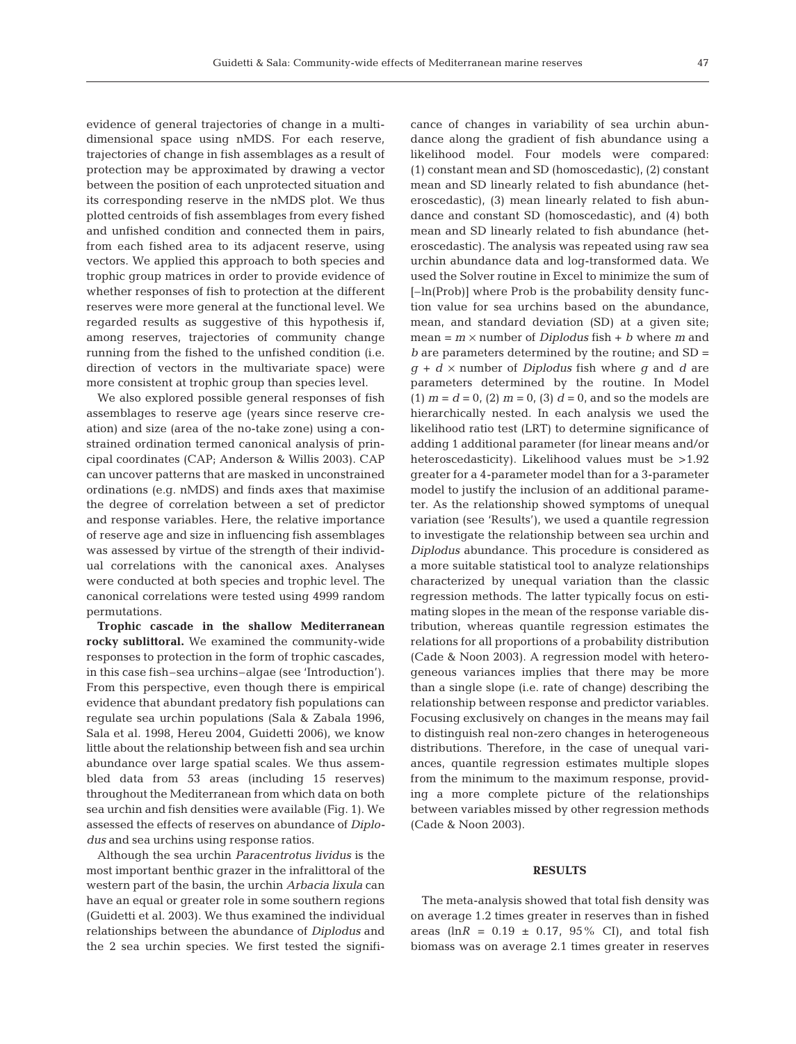evidence of general trajectories of change in a multidimensional space using nMDS. For each reserve, trajectories of change in fish assemblages as a result of protection may be approximated by drawing a vector between the position of each unprotected situation and its corresponding reserve in the nMDS plot. We thus plotted centroids of fish assemblages from every fished and unfished condition and connected them in pairs, from each fished area to its adjacent reserve, using vectors. We applied this approach to both species and trophic group matrices in order to provide evidence of whether responses of fish to protection at the different reserves were more general at the functional level. We regarded results as suggestive of this hypothesis if, among reserves, trajectories of community change running from the fished to the unfished condition (i.e. direction of vectors in the multivariate space) were more consistent at trophic group than species level.

We also explored possible general responses of fish assemblages to reserve age (years since reserve creation) and size (area of the no-take zone) using a constrained ordination termed canonical analysis of principal coordinates (CAP; Anderson & Willis 2003). CAP can uncover patterns that are masked in unconstrained ordinations (e.g. nMDS) and finds axes that maximise the degree of correlation between a set of predictor and response variables. Here, the relative importance of reserve age and size in influencing fish assemblages was assessed by virtue of the strength of their individual correlations with the canonical axes. Analyses were conducted at both species and trophic level. The canonical correlations were tested using 4999 random permutations.

**Trophic cascade in the shallow Mediterranean rocky sublittoral.** We examined the community-wide responses to protection in the form of trophic cascades, in this case fish–sea urchins–algae (see 'Introduction'). From this perspective, even though there is empirical evidence that abundant predatory fish populations can regulate sea urchin populations (Sala & Zabala 1996, Sala et al. 1998, Hereu 2004, Guidetti 2006), we know little about the relationship between fish and sea urchin abundance over large spatial scales. We thus assembled data from 53 areas (including 15 reserves) throughout the Mediterranean from which data on both sea urchin and fish densities were available (Fig. 1). We assessed the effects of reserves on abundance of *Diplodus* and sea urchins using response ratios.

Although the sea urchin *Paracentrotus lividus* is the most important benthic grazer in the infralittoral of the western part of the basin, the urchin *Arbacia lixula* can have an equal or greater role in some southern regions (Guidetti et al. 2003). We thus examined the individual relationships between the abundance of *Diplodus* and the 2 sea urchin species. We first tested the significance of changes in variability of sea urchin abundance along the gradient of fish abundance using a likelihood model. Four models were compared: (1) constant mean and SD (homoscedastic), (2) constant mean and SD linearly related to fish abundance (heteroscedastic), (3) mean linearly related to fish abundance and constant SD (homoscedastic), and (4) both mean and SD linearly related to fish abundance (heteroscedastic). The analysis was repeated using raw sea urchin abundance data and log-transformed data. We used the Solver routine in Excel to minimize the sum of [–ln(Prob)] where Prob is the probability density function value for sea urchins based on the abundance, mean, and standard deviation (SD) at a given site; mean = $m \times$ number of *Diplodus* fish + $b$ where $m$ and $b$ are parameters determined by the routine; and SD = $g + d \times$ number of *Diplodus* fish where $g$ and $d$ are parameters determined by the routine. In Model (1) $m = d = 0$, (2) $m = 0$, (3) $d = 0$, and so the models are hierarchically nested. In each analysis we used the likelihood ratio test (LRT) to determine significance of adding 1 additional parameter (for linear means and/or heteroscedasticity). Likelihood values must be >1.92 greater for a 4-parameter model than for a 3-parameter model to justify the inclusion of an additional parameter. As the relationship showed symptoms of unequal variation (see 'Results'), we used a quantile regression to investigate the relationship between sea urchin and *Diplodus* abundance. This procedure is considered as a more suitable statistical tool to analyze relationships characterized by unequal variation than the classic regression methods. The latter typically focus on estimating slopes in the mean of the response variable distribution, whereas quantile regression estimates the relations for all proportions of a probability distribution (Cade & Noon 2003). A regression model with heterogeneous variances implies that there may be more than a single slope (i.e. rate of change) describing the relationship between response and predictor variables. Focusing exclusively on changes in the means may fail to distinguish real non-zero changes in heterogeneous distributions. Therefore, in the case of unequal variances, quantile regression estimates multiple slopes from the minimum to the maximum response, providing a more complete picture of the relationships between variables missed by other regression methods (Cade & Noon 2003).

## RESULTS

The meta-analysis showed that total fish density was on average 1.2 times greater in reserves than in fished areas ($\ln R = 0.19 \pm 0.17$, 95% CI), and total fish biomass was on average 2.1 times greater in reserves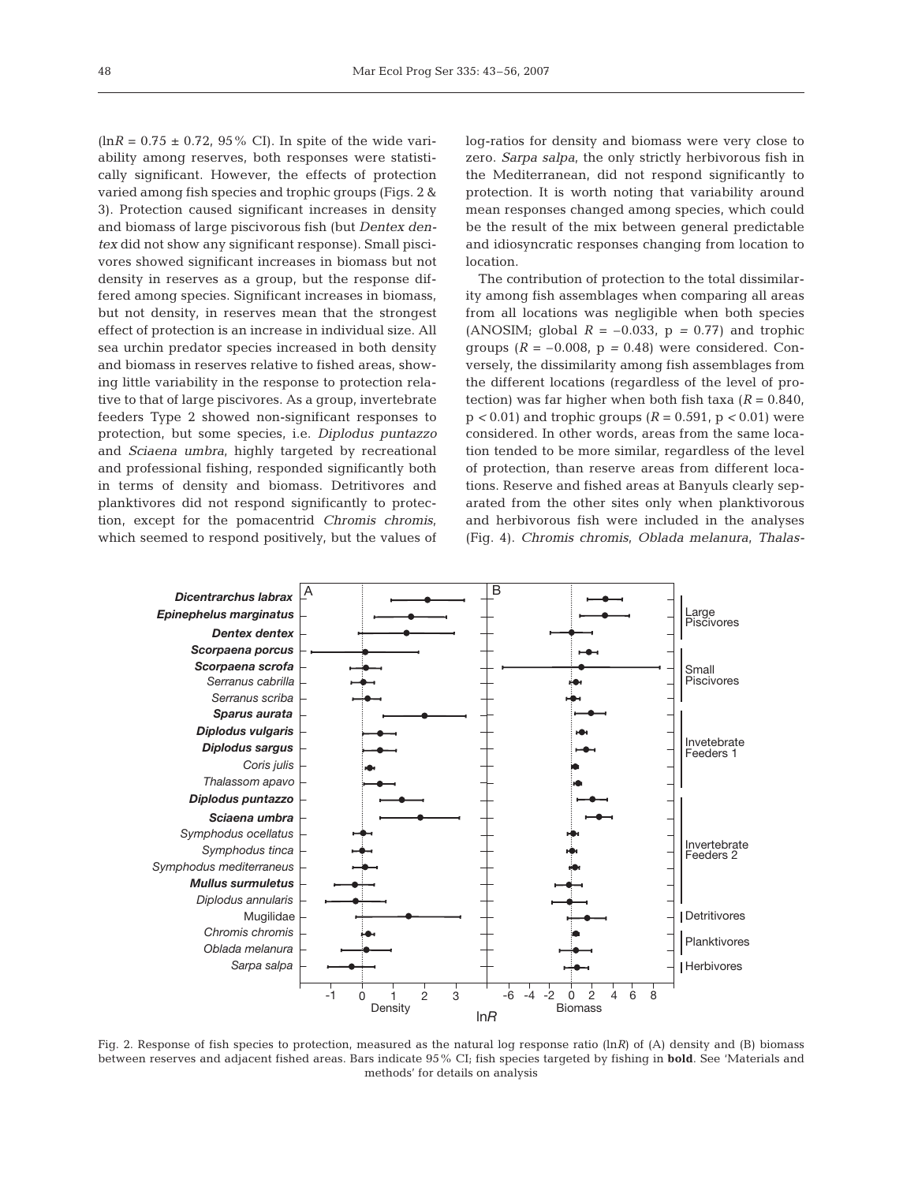($\ln R = 0.75 \pm 0.72$, 95% CI). In spite of the wide variability among reserves, both responses were statistically significant. However, the effects of protection varied among fish species and trophic groups (Figs. 2 & 3). Protection caused significant increases in density and biomass of large piscivorous fish (but *Dentex dentex* did not show any significant response). Small piscivores showed significant increases in biomass but not density in reserves as a group, but the response differed among species. Significant increases in biomass, but not density, in reserves mean that the strongest effect of protection is an increase in individual size. All sea urchin predator species increased in both density and biomass in reserves relative to fished areas, showing little variability in the response to protection relative to that of large piscivores. As a group, invertebrate feeders Type 2 showed non-significant responses to protection, but some species, i.e. *Diplodus puntazzo* and *Sciaena umbra*, highly targeted by recreational and professional fishing, responded significantly both in terms of density and biomass. Detritivores and planktivores did not respond significantly to protection, except for the pomacentrid *Chromis chromis*, which seemed to respond positively, but the values of log-ratios for density and biomass were very close to zero. *Sarpa salpa*, the only strictly herbivorous fish in the Mediterranean, did not respond significantly to protection. It is worth noting that variability around mean responses changed among species, which could be the result of the mix between general predictable and idiosyncratic responses changing from location to location.

The contribution of protection to the total dissimilarity among fish assemblages when comparing all areas from all locations was negligible when both species (ANOSIM; global $R = -0.033$, $p = 0.77$) and trophic groups ($R = -0.008$, $p = 0.48$) were considered. Conversely, the dissimilarity among fish assemblages from the different locations (regardless of the level of protection) was far higher when both fish taxa ($R = 0.840$, $p < 0.01$) and trophic groups ($R = 0.591$, $p < 0.01$) were considered. In other words, areas from the same location tended to be more similar, regardless of the level of protection, than reserve areas from different locations. Reserve and fished areas at Banyuls clearly separated from the other sites only when planktivorous and herbivorous fish were included in the analyses (Fig. 4). *Chromis chromis*, *Oblada melanura*, *Thalas-*

Fig. 2. Response of fish species to protection, measured as the natural log response ratio ($\ln R$) of (A) density and (B) biomass between reserves and adjacent fished areas. Bars indicate 95% CI; fish species targeted by fishing in **bold**. See 'Materials and methods' for details on analysis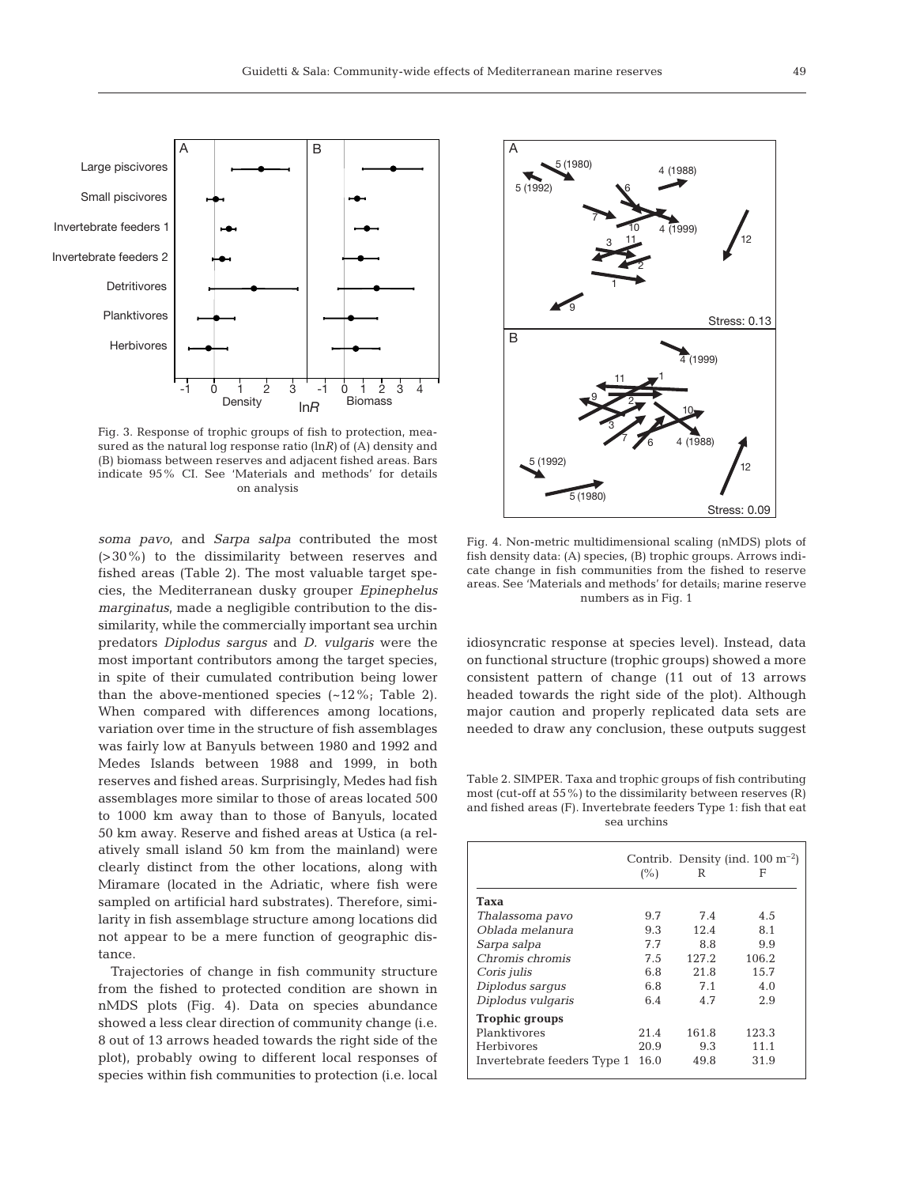Fig. 3. Response of trophic groups of fish to protection, measured as the natural log response ratio ($\ln R$) of (A) density and (B) biomass between reserves and adjacent fished areas. Bars indicate 95% CI. See 'Materials and methods' for details on analysis

*soma pavo*, and *Sarpa salpa* contributed the most (>30%) to the dissimilarity between reserves and fished areas (Table 2). The most valuable target species, the Mediterranean dusky grouper *Epinephelus marginatus*, made a negligible contribution to the dissimilarity, while the commercially important sea urchin predators *Diplodus sargus* and *D. vulgaris* were the most important contributors among the target species, in spite of their cumulated contribution being lower than the above-mentioned species (~12%; Table 2). When compared with differences among locations, variation over time in the structure of fish assemblages was fairly low at Banyuls between 1980 and 1992 and Medes Islands between 1988 and 1999, in both reserves and fished areas. Surprisingly, Medes had fish assemblages more similar to those of areas located 500 to 1000 km away than to those of Banyuls, located 50 km away. Reserve and fished areas at Ustica (a relatively small island 50 km from the mainland) were clearly distinct from the other locations, along with Miramare (located in the Adriatic, where fish were sampled on artificial hard substrates). Therefore, similarity in fish assemblage structure among locations did not appear to be a mere function of geographic distance.

Trajectories of change in fish community structure from the fished to protected condition are shown in nMDS plots (Fig. 4). Data on species abundance showed a less clear direction of community change (i.e. 8 out of 13 arrows headed towards the right side of the plot), probably owing to different local responses of species within fish communities to protection (i.e. local idiosyncratic response at species level). Instead, data on functional structure (trophic groups) showed a more consistent pattern of change (11 out of 13 arrows headed towards the right side of the plot). Although major caution and properly replicated data sets are needed to draw any conclusion, these outputs suggest

Fig. 4. Non-metric multidimensional scaling (nMDS) plots of fish density data: (A) species, (B) trophic groups. Arrows indicate change in fish communities from the fished to reserve areas. See 'Materials and methods' for details; marine reserve numbers as in Fig. 1

Table 2. SIMPER. Taxa and trophic groups of fish contributing most (cut-off at 55%) to the dissimilarity between reserves (R) and fished areas (F). Invertebrate feeders Type 1: fish that eat sea urchins

| | Contrib. (%) | Density (ind. 100 $m^{-2}$) R | F |
|---|---|---|---|
| **Taxa** | | | |
| *Thalassoma pavo* | 9.7 | 7.4 | 4.5 |
| *Oblada melanura* | 9.3 | 12.4 | 8.1 |
| *Sarpa salpa* | 7.7 | 8.8 | 9.9 |
| *Chromis chromis* | 7.5 | 127.2 | 106.2 |
| *Coris julis* | 6.8 | 21.8 | 15.7 |
| *Diplodus sargus* | 6.8 | 7.1 | 4.0 |
| *Diplodus vulgaris* | 6.4 | 4.7 | 2.9 |
| **Trophic groups** | | | |
| Planktivores | 21.4 | 161.8 | 123.3 |
| Herbivores | 20.9 | 9.3 | 11.1 |
| Invertebrate feeders Type 1 | 16.0 | 49.8 | 31.9 |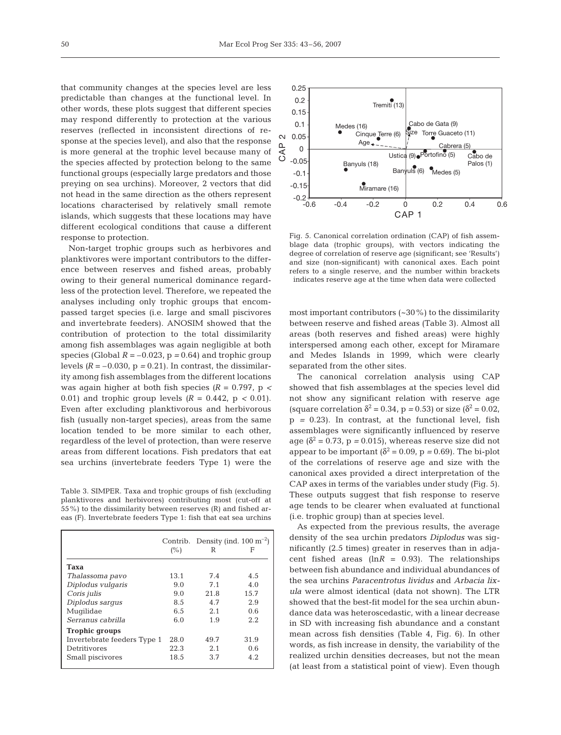that community changes at the species level are less predictable than changes at the functional level. In other words, these plots suggest that different species may respond differently to protection at the various reserves (reflected in inconsistent directions of response at the species level), and also that the response is more general at the trophic level because many of the species affected by protection belong to the same functional groups (especially large predators and those preying on sea urchins). Moreover, 2 vectors that did not head in the same direction as the others represent locations characterised by relatively small remote islands, which suggests that these locations may have different ecological conditions that cause a different response to protection.

Non-target trophic groups such as herbivores and planktivores were important contributors to the difference between reserves and fished areas, probably owing to their general numerical dominance regardless of the protection level. Therefore, we repeated the analyses including only trophic groups that encompassed target species (i.e. large and small piscivores and invertebrate feeders). ANOSIM showed that the contribution of protection to the total dissimilarity among fish assemblages was again negligible at both species (Global $R = -0.023$, $p = 0.64$) and trophic group levels ($R = -0.030$, $p = 0.21$). In contrast, the dissimilarity among fish assemblages from the different locations was again higher at both fish species ($R = 0.797$, $p < 0.01$) and trophic group levels ($R = 0.442$, $p < 0.01$). Even after excluding planktivorous and herbivorous fish (usually non-target species), areas from the same location tended to be more similar to each other, regardless of the level of protection, than were reserve areas from different locations. Fish predators that eat sea urchins (invertebrate feeders Type 1) were the most important contributors (~30%) to the dissimilarity between reserve and fished areas (Table 3). Almost all areas (both reserves and fished areas) were highly interspersed among each other, except for Miramare and Medes Islands in 1999, which were clearly separated from the other sites.

Table 3. SIMPER. Taxa and trophic groups of fish (excluding planktivores and herbivores) contributing most (cut-off at 55%) to the dissimilarity between reserves (R) and fished areas (F). Invertebrate feeders Type 1: fish that eat sea urchins

| | Contrib. (%) | Density (ind. 100 m$^{-2}$) R | F |
|---|---|---|---|
| **Taxa** | | | |
| *Thalassoma pavo* | 13.1 | 7.4 | 4.5 |
| *Diplodus vulgaris* | 9.0 | 7.1 | 4.0 |
| *Coris julis* | 9.0 | 21.8 | 15.7 |
| *Diplodus sargus* | 8.5 | 4.7 | 2.9 |
| Mugilidae | 6.5 | 2.1 | 0.6 |
| *Serranus cabrilla* | 6.0 | 1.9 | 2.2 |
| **Trophic groups** | | | |
| Invertebrate feeders Type 1 | 28.0 | 49.7 | 31.9 |
| Detritivores | 22.3 | 2.1 | 0.6 |
| Small piscivores | 18.5 | 3.7 | 4.2 |

Fig. 5. Canonical correlation ordination (CAP) of fish assemblage data (trophic groups), with vectors indicating the degree of correlation of reserve age (significant; see 'Results') and size (non-significant) with canonical axes. Each point refers to a single reserve, and the number within brackets indicates reserve age at the time when data were collected

The canonical correlation analysis using CAP showed that fish assemblages at the species level did not show any significant relation with reserve age (square correlation $\delta^2 = 0.34$, $p = 0.53$) or size ($\delta^2 = 0.02$, $p = 0.23$). In contrast, at the functional level, fish assemblages were significantly influenced by reserve age ($\delta^2 = 0.73$, $p = 0.015$), whereas reserve size did not appear to be important ($\delta^2 = 0.09$, $p = 0.69$). The bi-plot of the correlations of reserve age and size with the canonical axes provided a direct interpretation of the CAP axes in terms of the variables under study (Fig. 5). These outputs suggest that fish response to reserve age tends to be clearer when evaluated at functional (i.e. trophic group) than at species level.

As expected from the previous results, the average density of the sea urchin predators *Diplodus* was significantly (2.5 times) greater in reserves than in adjacent fished areas ($\ln R = 0.93$). The relationships between fish abundance and individual abundances of the sea urchins *Paracentrotus lividus* and *Arbacia lixula* were almost identical (data not shown). The LTR showed that the best-fit model for the sea urchin abundance data was heteroscedastic, with a linear decrease in SD with increasing fish abundance and a constant mean across fish densities (Table 4, Fig. 6). In other words, as fish increase in density, the variability of the realized urchin densities decreases, but not the mean (at least from a statistical point of view). Even though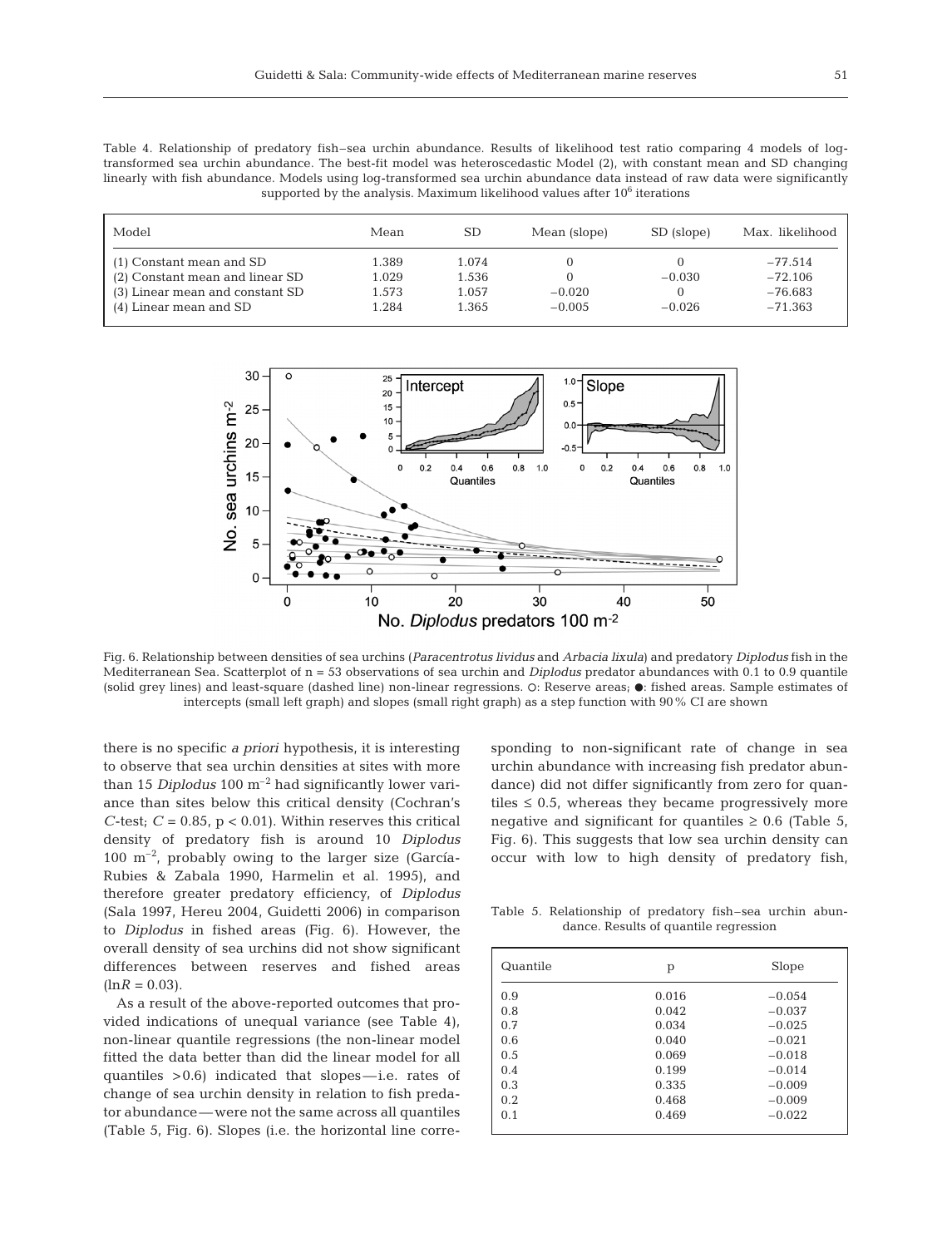Table 4. Relationship of predatory fish–sea urchin abundance. Results of likelihood test ratio comparing 4 models of log-transformed sea urchin abundance. The best-fit model was heteroscedastic Model (2), with constant mean and SD changing linearly with fish abundance. Models using log-transformed sea urchin abundance data instead of raw data were significantly supported by the analysis. Maximum likelihood values after $10^6$ iterations

| Model | Mean | SD | Mean (slope) | SD (slope) | Max. likelihood |
|---|---|---|---|---|---|
| (1) Constant mean and SD | 1.389 | 1.074 | 0 | 0 | −77.514 |
| (2) Constant mean and linear SD | 1.029 | 1.536 | 0 | −0.030 | −72.106 |
| (3) Linear mean and constant SD | 1.573 | 1.057 | −0.020 | 0 | −76.683 |
| (4) Linear mean and SD | 1.284 | 1.365 | −0.005 | −0.026 | −71.363 |

Fig. 6. Relationship between densities of sea urchins (*Paracentrotus lividus* and *Arbacia lixula*) and predatory *Diplodus* fish in the Mediterranean Sea. Scatterplot of n = 53 observations of sea urchin and *Diplodus* predator abundances with 0.1 to 0.9 quantile (solid grey lines) and least-square (dashed line) non-linear regressions. ○: Reserve areas; ●: fished areas. Sample estimates of intercepts (small left graph) and slopes (small right graph) as a step function with 90% CI are shown

there is no specific *a priori* hypothesis, it is interesting to observe that sea urchin densities at sites with more than 15 *Diplodus* 100 m$^{-2}$ had significantly lower variance than sites below this critical density (Cochran's *C*-test; $C = 0.85$, $p < 0.01$). Within reserves this critical density of predatory fish is around 10 *Diplodus* 100 m$^{-2}$, probably owing to the larger size (García-Rubies & Zabala 1990, Harmelin et al. 1995), and therefore greater predatory efficiency, of *Diplodus* (Sala 1997, Hereu 2004, Guidetti 2006) in comparison to *Diplodus* in fished areas (Fig. 6). However, the overall density of sea urchins did not show significant differences between reserves and fished areas ($\ln R = 0.03$).

As a result of the above-reported outcomes that provided indications of unequal variance (see Table 4), non-linear quantile regressions (the non-linear model fitted the data better than did the linear model for all quantiles >0.6) indicated that slopes—i.e. rates of change of sea urchin density in relation to fish predator abundance—were not the same across all quantiles (Table 5, Fig. 6). Slopes (i.e. the horizontal line corresponding to non-significant rate of change in sea urchin abundance with increasing fish predator abundance) did not differ significantly from zero for quantiles ≤ 0.5, whereas they became progressively more negative and significant for quantiles ≥ 0.6 (Table 5, Fig. 6). This suggests that low sea urchin density can occur with low to high density of predatory fish,

Table 5. Relationship of predatory fish–sea urchin abundance. Results of quantile regression

| Quantile | p | Slope |
|---|---|---|
| 0.9 | 0.016 | −0.054 |
| 0.8 | 0.042 | −0.037 |
| 0.7 | 0.034 | −0.025 |
| 0.6 | 0.040 | −0.021 |
| 0.5 | 0.069 | −0.018 |
| 0.4 | 0.199 | −0.014 |
| 0.3 | 0.335 | −0.009 |
| 0.2 | 0.468 | −0.009 |
| 0.1 | 0.469 | −0.022 |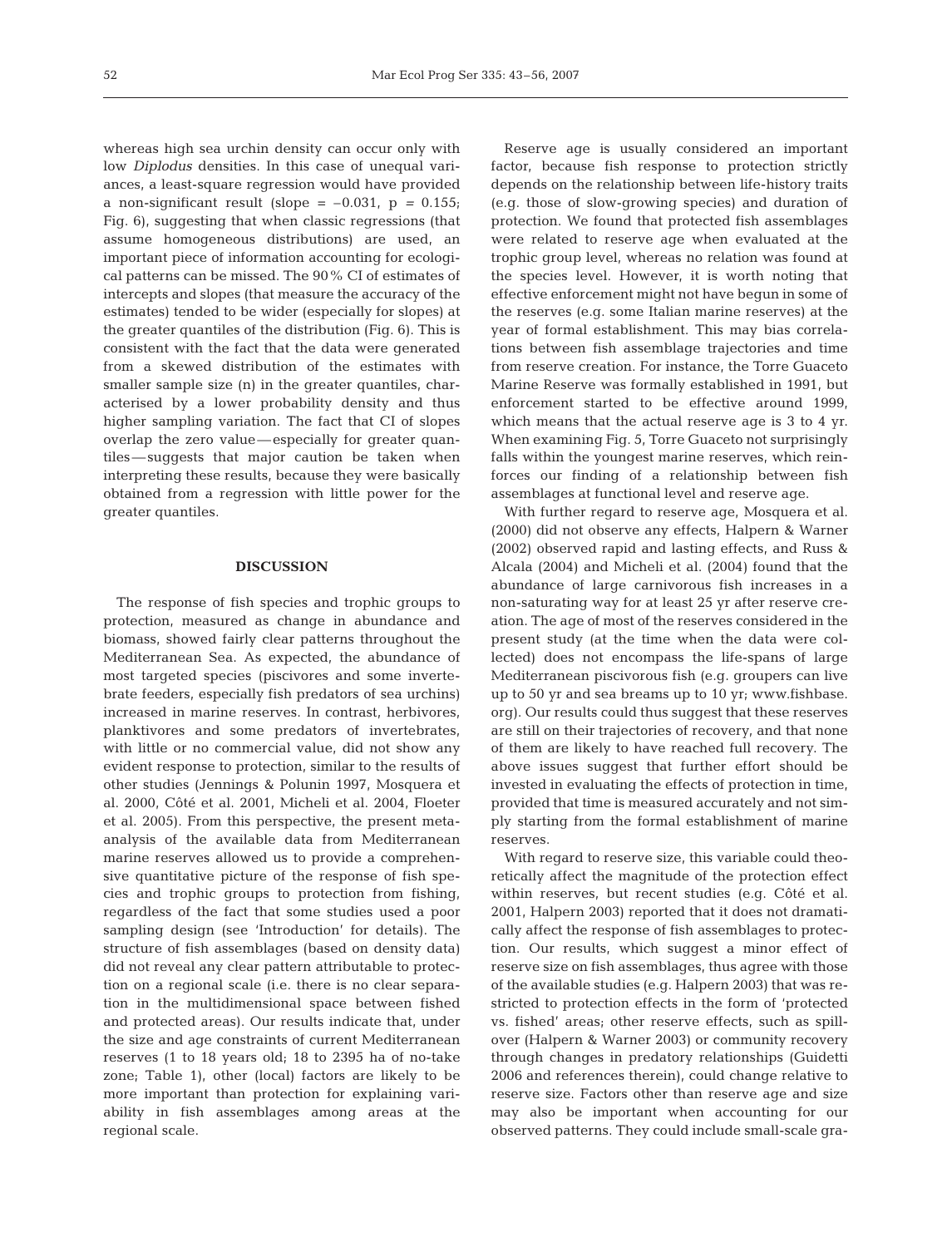whereas high sea urchin density can occur only with low *Diplodus* densities. In this case of unequal variances, a least-square regression would have provided a non-significant result (slope = –0.031, $p = 0.155$; Fig. 6), suggesting that when classic regressions (that assume homogeneous distributions) are used, an important piece of information accounting for ecological patterns can be missed. The 90% CI of estimates of intercepts and slopes (that measure the accuracy of the estimates) tended to be wider (especially for slopes) at the greater quantiles of the distribution (Fig. 6). This is consistent with the fact that the data were generated from a skewed distribution of the estimates with smaller sample size (n) in the greater quantiles, characterised by a lower probability density and thus higher sampling variation. The fact that CI of slopes overlap the zero value—especially for greater quantiles—suggests that major caution be taken when interpreting these results, because they were basically obtained from a regression with little power for the greater quantiles.

## DISCUSSION

The response of fish species and trophic groups to protection, measured as change in abundance and biomass, showed fairly clear patterns throughout the Mediterranean Sea. As expected, the abundance of most targeted species (piscivores and some invertebrate feeders, especially fish predators of sea urchins) increased in marine reserves. In contrast, herbivores, planktivores and some predators of invertebrates, with little or no commercial value, did not show any evident response to protection, similar to the results of other studies (Jennings & Polunin 1997, Mosquera et al. 2000, Côté et al. 2001, Micheli et al. 2004, Floeter et al. 2005). From this perspective, the present meta-analysis of the available data from Mediterranean marine reserves allowed us to provide a comprehensive quantitative picture of the response of fish species and trophic groups to protection from fishing, regardless of the fact that some studies used a poor sampling design (see 'Introduction' for details). The structure of fish assemblages (based on density data) did not reveal any clear pattern attributable to protection on a regional scale (i.e. there is no clear separation in the multidimensional space between fished and protected areas). Our results indicate that, under the size and age constraints of current Mediterranean reserves (1 to 18 years old; 18 to 2395 ha of no-take zone; Table 1), other (local) factors are likely to be more important than protection for explaining variability in fish assemblages among areas at the regional scale.

Reserve age is usually considered an important factor, because fish response to protection strictly depends on the relationship between life-history traits (e.g. those of slow-growing species) and duration of protection. We found that protected fish assemblages were related to reserve age when evaluated at the trophic group level, whereas no relation was found at the species level. However, it is worth noting that effective enforcement might not have begun in some of the reserves (e.g. some Italian marine reserves) at the year of formal establishment. This may bias correlations between fish assemblage trajectories and time from reserve creation. For instance, the Torre Guaceto Marine Reserve was formally established in 1991, but enforcement started to be effective around 1999, which means that the actual reserve age is 3 to 4 yr. When examining Fig. 5, Torre Guaceto not surprisingly falls within the youngest marine reserves, which reinforces our finding of a relationship between fish assemblages at functional level and reserve age.

With further regard to reserve age, Mosquera et al. (2000) did not observe any effects, Halpern & Warner (2002) observed rapid and lasting effects, and Russ & Alcala (2004) and Micheli et al. (2004) found that the abundance of large carnivorous fish increases in a non-saturating way for at least 25 yr after reserve creation. The age of most of the reserves considered in the present study (at the time when the data were collected) does not encompass the life-spans of large Mediterranean piscivorous fish (e.g. groupers can live up to 50 yr and sea breams up to 10 yr; www.fishbase.org). Our results could thus suggest that these reserves are still on their trajectories of recovery, and that none of them are likely to have reached full recovery. The above issues suggest that further effort should be invested in evaluating the effects of protection in time, provided that time is measured accurately and not simply starting from the formal establishment of marine reserves.

With regard to reserve size, this variable could theoretically affect the magnitude of the protection effect within reserves, but recent studies (e.g. Côté et al. 2001, Halpern 2003) reported that it does not dramatically affect the response of fish assemblages to protection. Our results, which suggest a minor effect of reserve size on fish assemblages, thus agree with those of the available studies (e.g. Halpern 2003) that was restricted to protection effects in the form of 'protected vs. fished' areas; other reserve effects, such as spillover (Halpern & Warner 2003) or community recovery through changes in predatory relationships (Guidetti 2006 and references therein), could change relative to reserve size. Factors other than reserve age and size may also be important when accounting for our observed patterns. They could include small-scale gra-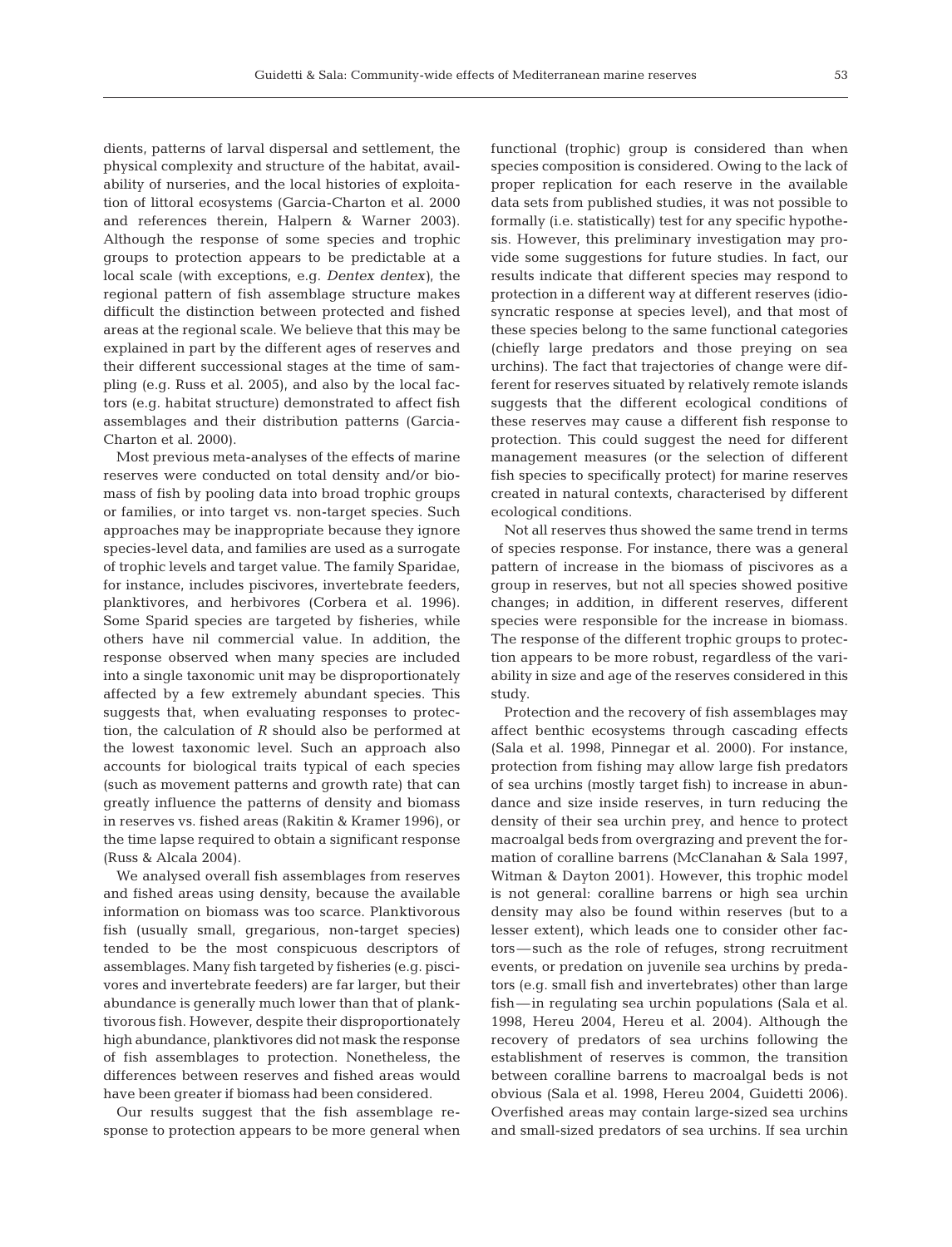dients, patterns of larval dispersal and settlement, the physical complexity and structure of the habitat, availability of nurseries, and the local histories of exploitation of littoral ecosystems (Garcia-Charton et al. 2000 and references therein, Halpern & Warner 2003). Although the response of some species and trophic groups to protection appears to be predictable at a local scale (with exceptions, e.g. *Dentex dentex*), the regional pattern of fish assemblage structure makes difficult the distinction between protected and fished areas at the regional scale. We believe that this may be explained in part by the different ages of reserves and their different successional stages at the time of sampling (e.g. Russ et al. 2005), and also by the local factors (e.g. habitat structure) demonstrated to affect fish assemblages and their distribution patterns (Garcia-Charton et al. 2000).

Most previous meta-analyses of the effects of marine reserves were conducted on total density and/or biomass of fish by pooling data into broad trophic groups or families, or into target vs. non-target species. Such approaches may be inappropriate because they ignore species-level data, and families are used as a surrogate of trophic levels and target value. The family Sparidae, for instance, includes piscivores, invertebrate feeders, planktivores, and herbivores (Corbera et al. 1996). Some Sparid species are targeted by fisheries, while others have nil commercial value. In addition, the response observed when many species are included into a single taxonomic unit may be disproportionately affected by a few extremely abundant species. This suggests that, when evaluating responses to protection, the calculation of $R$ should also be performed at the lowest taxonomic level. Such an approach also accounts for biological traits typical of each species (such as movement patterns and growth rate) that can greatly influence the patterns of density and biomass in reserves vs. fished areas (Rakitin & Kramer 1996), or the time lapse required to obtain a significant response (Russ & Alcala 2004).

We analysed overall fish assemblages from reserves and fished areas using density, because the available information on biomass was too scarce. Planktivorous fish (usually small, gregarious, non-target species) tended to be the most conspicuous descriptors of assemblages. Many fish targeted by fisheries (e.g. piscivores and invertebrate feeders) are far larger, but their abundance is generally much lower than that of planktivorous fish. However, despite their disproportionately high abundance, planktivores did not mask the response of fish assemblages to protection. Nonetheless, the differences between reserves and fished areas would have been greater if biomass had been considered.

Our results suggest that the fish assemblage response to protection appears to be more general when functional (trophic) group is considered than when species composition is considered. Owing to the lack of proper replication for each reserve in the available data sets from published studies, it was not possible to formally (i.e. statistically) test for any specific hypothesis. However, this preliminary investigation may provide some suggestions for future studies. In fact, our results indicate that different species may respond to protection in a different way at different reserves (idiosyncratic response at species level), and that most of these species belong to the same functional categories (chiefly large predators and those preying on sea urchins). The fact that trajectories of change were different for reserves situated by relatively remote islands suggests that the different ecological conditions of these reserves may cause a different fish response to protection. This could suggest the need for different management measures (or the selection of different fish species to specifically protect) for marine reserves created in natural contexts, characterised by different ecological conditions.

Not all reserves thus showed the same trend in terms of species response. For instance, there was a general pattern of increase in the biomass of piscivores as a group in reserves, but not all species showed positive changes; in addition, in different reserves, different species were responsible for the increase in biomass. The response of the different trophic groups to protection appears to be more robust, regardless of the variability in size and age of the reserves considered in this study.

Protection and the recovery of fish assemblages may affect benthic ecosystems through cascading effects (Sala et al. 1998, Pinnegar et al. 2000). For instance, protection from fishing may allow large fish predators of sea urchins (mostly target fish) to increase in abundance and size inside reserves, in turn reducing the density of their sea urchin prey, and hence to protect macroalgal beds from overgrazing and prevent the formation of coralline barrens (McClanahan & Sala 1997, Witman & Dayton 2001). However, this trophic model is not general: coralline barrens or high sea urchin density may also be found within reserves (but to a lesser extent), which leads one to consider other factors—such as the role of refuges, strong recruitment events, or predation on juvenile sea urchins by predators (e.g. small fish and invertebrates) other than large fish—in regulating sea urchin populations (Sala et al. 1998, Hereu 2004, Hereu et al. 2004). Although the recovery of predators of sea urchins following the establishment of reserves is common, the transition between coralline barrens to macroalgal beds is not obvious (Sala et al. 1998, Hereu 2004, Guidetti 2006). Overfished areas may contain large-sized sea urchins and small-sized predators of sea urchins. If sea urchin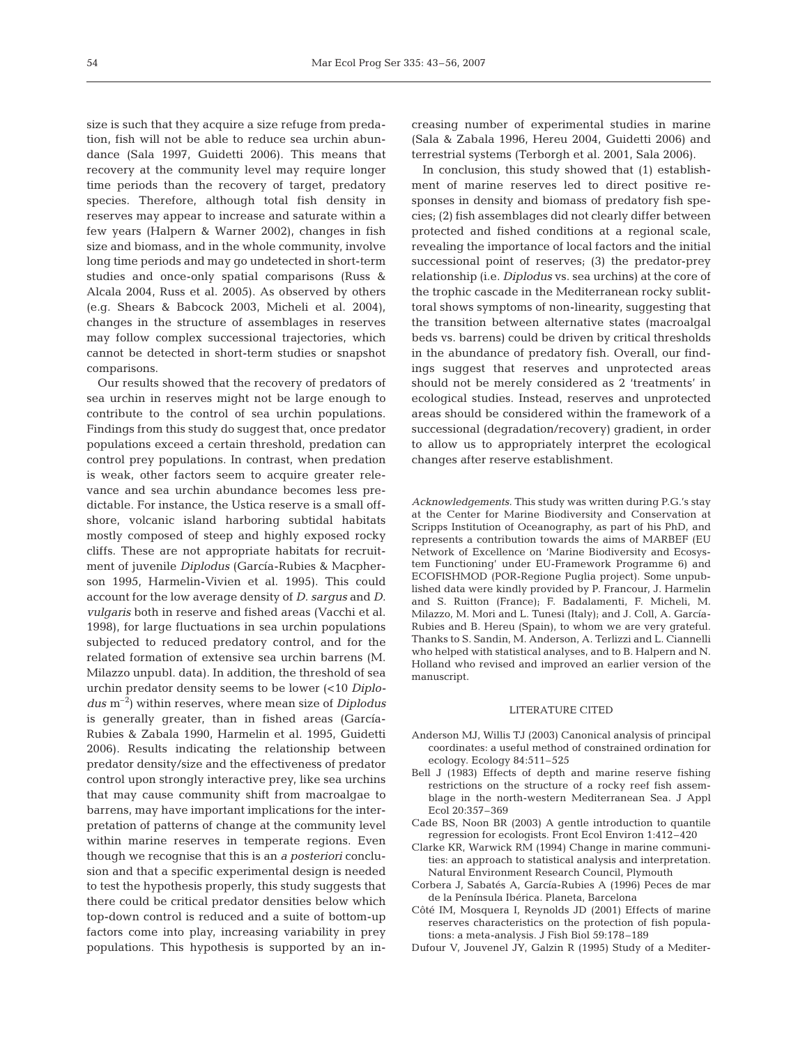size is such that they acquire a size refuge from predation, fish will not be able to reduce sea urchin abundance (Sala 1997, Guidetti 2006). This means that recovery at the community level may require longer time periods than the recovery of target, predatory species. Therefore, although total fish density in reserves may appear to increase and saturate within a few years (Halpern & Warner 2002), changes in fish size and biomass, and in the whole community, involve long time periods and may go undetected in short-term studies and once-only spatial comparisons (Russ & Alcala 2004, Russ et al. 2005). As observed by others (e.g. Shears & Babcock 2003, Micheli et al. 2004), changes in the structure of assemblages in reserves may follow complex successional trajectories, which cannot be detected in short-term studies or snapshot comparisons.

Our results showed that the recovery of predators of sea urchin in reserves might not be large enough to contribute to the control of sea urchin populations. Findings from this study do suggest that, once predator populations exceed a certain threshold, predation can control prey populations. In contrast, when predation is weak, other factors seem to acquire greater relevance and sea urchin abundance becomes less predictable. For instance, the Ustica reserve is a small offshore, volcanic island harboring subtidal habitats mostly composed of steep and highly exposed rocky cliffs. These are not appropriate habitats for recruitment of juvenile *Diplodus* (García-Rubies & Macpherson 1995, Harmelin-Vivien et al. 1995). This could account for the low average density of *D. sargus* and *D. vulgaris* both in reserve and fished areas (Vacchi et al. 1998), for large fluctuations in sea urchin populations subjected to reduced predatory control, and for the related formation of extensive sea urchin barrens (M. Milazzo unpubl. data). In addition, the threshold of sea urchin predator density seems to be lower (<10 *Diplodus* $m^{-2}$) within reserves, where mean size of *Diplodus* is generally greater, than in fished areas (García-Rubies & Zabala 1990, Harmelin et al. 1995, Guidetti 2006). Results indicating the relationship between predator density/size and the effectiveness of predator control upon strongly interactive prey, like sea urchins that may cause community shift from macroalgae to barrens, may have important implications for the interpretation of patterns of change at the community level within marine reserves in temperate regions. Even though we recognise that this is an *a posteriori* conclusion and that a specific experimental design is needed to test the hypothesis properly, this study suggests that there could be critical predator densities below which top-down control is reduced and a suite of bottom-up factors come into play, increasing variability in prey populations. This hypothesis is supported by an increasing number of experimental studies in marine (Sala & Zabala 1996, Hereu 2004, Guidetti 2006) and terrestrial systems (Terborgh et al. 2001, Sala 2006).

In conclusion, this study showed that (1) establishment of marine reserves led to direct positive responses in density and biomass of predatory fish species; (2) fish assemblages did not clearly differ between protected and fished conditions at a regional scale, revealing the importance of local factors and the initial successional point of reserves; (3) the predator-prey relationship (i.e. *Diplodus* vs. sea urchins) at the core of the trophic cascade in the Mediterranean rocky sublittoral shows symptoms of non-linearity, suggesting that the transition between alternative states (macroalgal beds vs. barrens) could be driven by critical thresholds in the abundance of predatory fish. Overall, our findings suggest that reserves and unprotected areas should not be merely considered as 2 'treatments' in ecological studies. Instead, reserves and unprotected areas should be considered within the framework of a successional (degradation/recovery) gradient, in order to allow us to appropriately interpret the ecological changes after reserve establishment.

*Acknowledgements.* This study was written during P.G.'s stay at the Center for Marine Biodiversity and Conservation at Scripps Institution of Oceanography, as part of his PhD, and represents a contribution towards the aims of MARBEF (EU Network of Excellence on 'Marine Biodiversity and Ecosystem Functioning' under EU-Framework Programme 6) and ECOFISHMOD (POR-Regione Puglia project). Some unpublished data were kindly provided by P. Francour, J. Harmelin and S. Ruitton (France); F. Badalamenti, F. Micheli, M. Milazzo, M. Mori and L. Tunesi (Italy); and J. Coll, A. García-Rubies and B. Hereu (Spain), to whom we are very grateful. Thanks to S. Sandin, M. Anderson, A. Terlizzi and L. Ciannelli who helped with statistical analyses, and to B. Halpern and N. Holland who revised and improved an earlier version of the manuscript.

## LITERATURE CITED

- Anderson MJ, Willis TJ (2003) Canonical analysis of principal coordinates: a useful method of constrained ordination for ecology. Ecology 84:511–525
- Bell J (1983) Effects of depth and marine reserve fishing restrictions on the structure of a rocky reef fish assemblage in the north-western Mediterranean Sea. J Appl Ecol 20:357–369
- Cade BS, Noon BR (2003) A gentle introduction to quantile regression for ecologists. Front Ecol Environ 1:412–420
- Clarke KR, Warwick RM (1994) Change in marine communities: an approach to statistical analysis and interpretation. Natural Environment Research Council, Plymouth
- Corbera J, Sabatés A, García-Rubies A (1996) Peces de mar de la Península Ibérica. Planeta, Barcelona
- Côté IM, Mosquera I, Reynolds JD (2001) Effects of marine reserves characteristics on the protection of fish populations: a meta-analysis. J Fish Biol 59:178–189
- Dufour V, Jouvenel JY, Galzin R (1995) Study of a Mediter-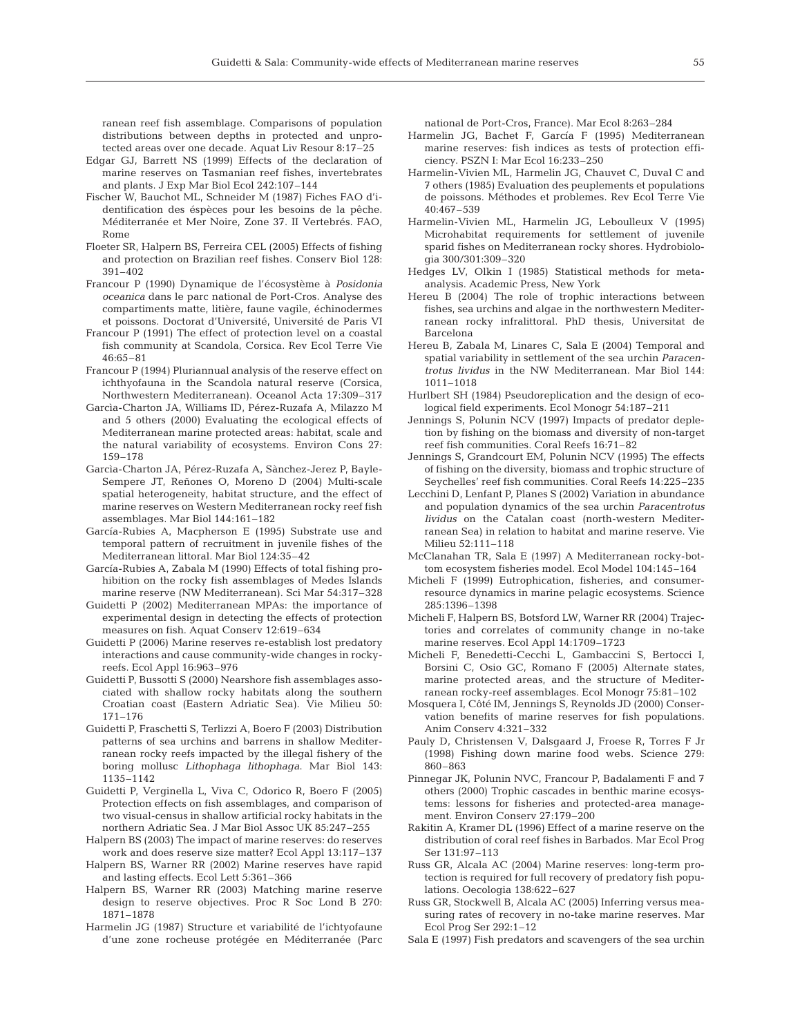ranean reef fish assemblage. Comparisons of population distributions between depths in protected and unprotected areas over one decade. Aquat Liv Resour 8:17–25

Edgar GJ, Barrett NS (1999) Effects of the declaration of marine reserves on Tasmanian reef fishes, invertebrates and plants. J Exp Mar Biol Ecol 242:107–144

Fischer W, Bauchot ML, Schneider M (1987) Fiches FAO d'identification des éspèces pour les besoins de la pêche. Méditerranée et Mer Noire, Zone 37. II Vertebrés. FAO, Rome

Floeter SR, Halpern BS, Ferreira CEL (2005) Effects of fishing and protection on Brazilian reef fishes. Conserv Biol 128: 391–402

Francour P (1990) Dynamique de l'écosystème à *Posidonia oceanica* dans le parc national de Port-Cros. Analyse des compartiments matte, litière, faune vagile, échinodermes et poissons. Doctorat d'Université, Université de Paris VI

Francour P (1991) The effect of protection level on a coastal fish community at Scandola, Corsica. Rev Ecol Terre Vie 46:65–81

Francour P (1994) Pluriannual analysis of the reserve effect on ichthyofauna in the Scandola natural reserve (Corsica, Northwestern Mediterranean). Oceanol Acta 17:309–317

Garcìa-Charton JA, Williams ID, Pérez-Ruzafa A, Milazzo M and 5 others (2000) Evaluating the ecological effects of Mediterranean marine protected areas: habitat, scale and the natural variability of ecosystems. Environ Cons 27: 159–178

Garcìa-Charton JA, Pérez-Ruzafa A, Sànchez-Jerez P, Bayle-Sempere JT, Reñones O, Moreno D (2004) Multi-scale spatial heterogeneity, habitat structure, and the effect of marine reserves on Western Mediterranean rocky reef fish assemblages. Mar Biol 144:161–182

García-Rubies A, Macpherson E (1995) Substrate use and temporal pattern of recruitment in juvenile fishes of the Mediterranean littoral. Mar Biol 124:35–42

García-Rubies A, Zabala M (1990) Effects of total fishing prohibition on the rocky fish assemblages of Medes Islands marine reserve (NW Mediterranean). Sci Mar 54:317–328

Guidetti P (2002) Mediterranean MPAs: the importance of experimental design in detecting the effects of protection measures on fish. Aquat Conserv 12:619–634

Guidetti P (2006) Marine reserves re-establish lost predatory interactions and cause community-wide changes in rocky-reefs. Ecol Appl 16:963–976

Guidetti P, Bussotti S (2000) Nearshore fish assemblages associated with shallow rocky habitats along the southern Croatian coast (Eastern Adriatic Sea). Vie Milieu 50: 171–176

Guidetti P, Fraschetti S, Terlizzi A, Boero F (2003) Distribution patterns of sea urchins and barrens in shallow Mediterranean rocky reefs impacted by the illegal fishery of the boring mollusc *Lithophaga lithophaga*. Mar Biol 143: 1135–1142

Guidetti P, Verginella L, Viva C, Odorico R, Boero F (2005) Protection effects on fish assemblages, and comparison of two visual-census in shallow artificial rocky habitats in the northern Adriatic Sea. J Mar Biol Assoc UK 85:247–255

Halpern BS (2003) The impact of marine reserves: do reserves work and does reserve size matter? Ecol Appl 13:117–137

Halpern BS, Warner RR (2002) Marine reserves have rapid and lasting effects. Ecol Lett 5:361–366

Halpern BS, Warner RR (2003) Matching marine reserve design to reserve objectives. Proc R Soc Lond B 270: 1871–1878

Harmelin JG (1987) Structure et variabilité de l'ichtyofaune d'une zone rocheuse protégée en Méditerranée (Parc national de Port-Cros, France). Mar Ecol 8:263–284

Harmelin JG, Bachet F, García F (1995) Mediterranean marine reserves: fish indices as tests of protection efficiency. PSZN I: Mar Ecol 16:233–250

Harmelin-Vivien ML, Harmelin JG, Chauvet C, Duval C and 7 others (1985) Evaluation des peuplements et populations de poissons. Méthodes et problemes. Rev Ecol Terre Vie 40:467–539

Harmelin-Vivien ML, Harmelin JG, Leboulleux V (1995) Microhabitat requirements for settlement of juvenile sparid fishes on Mediterranean rocky shores. Hydrobiologia 300/301:309–320

Hedges LV, Olkin I (1985) Statistical methods for meta-analysis. Academic Press, New York

Hereu B (2004) The role of trophic interactions between fishes, sea urchins and algae in the northwestern Mediterranean rocky infralittoral. PhD thesis, Universitat de Barcelona

Hereu B, Zabala M, Linares C, Sala E (2004) Temporal and spatial variability in settlement of the sea urchin *Paracentrotus lividus* in the NW Mediterranean. Mar Biol 144: 1011–1018

Hurlbert SH (1984) Pseudoreplication and the design of ecological field experiments. Ecol Monogr 54:187–211

Jennings S, Polunin NCV (1997) Impacts of predator depletion by fishing on the biomass and diversity of non-target reef fish communities. Coral Reefs 16:71–82

Jennings S, Grandcourt EM, Polunin NCV (1995) The effects of fishing on the diversity, biomass and trophic structure of Seychelles' reef fish communities. Coral Reefs 14:225–235

Lecchini D, Lenfant P, Planes S (2002) Variation in abundance and population dynamics of the sea urchin *Paracentrotus lividus* on the Catalan coast (north-western Mediterranean Sea) in relation to habitat and marine reserve. Vie Milieu 52:111–118

McClanahan TR, Sala E (1997) A Mediterranean rocky-bottom ecosystem fisheries model. Ecol Model 104:145–164

Micheli F (1999) Eutrophication, fisheries, and consumer-resource dynamics in marine pelagic ecosystems. Science 285:1396–1398

Micheli F, Halpern BS, Botsford LW, Warner RR (2004) Trajectories and correlates of community change in no-take marine reserves. Ecol Appl 14:1709–1723

Micheli F, Benedetti-Cecchi L, Gambaccini S, Bertocci I, Borsini C, Osio GC, Romano F (2005) Alternate states, marine protected areas, and the structure of Mediterranean rocky-reef assemblages. Ecol Monogr 75:81–102

Mosquera I, Côté IM, Jennings S, Reynolds JD (2000) Conservation benefits of marine reserves for fish populations. Anim Conserv 4:321–332

Pauly D, Christensen V, Dalsgaard J, Froese R, Torres F Jr (1998) Fishing down marine food webs. Science 279: 860–863

Pinnegar JK, Polunin NVC, Francour P, Badalamenti F and 7 others (2000) Trophic cascades in benthic marine ecosystems: lessons for fisheries and protected-area management. Environ Conserv 27:179–200

Rakitin A, Kramer DL (1996) Effect of a marine reserve on the distribution of coral reef fishes in Barbados. Mar Ecol Prog Ser 131:97–113

Russ GR, Alcala AC (2004) Marine reserves: long-term protection is required for full recovery of predatory fish populations. Oecologia 138:622–627

Russ GR, Stockwell B, Alcala AC (2005) Inferring versus measuring rates of recovery in no-take marine reserves. Mar Ecol Prog Ser 292:1–12

Sala E (1997) Fish predators and scavengers of the sea urchin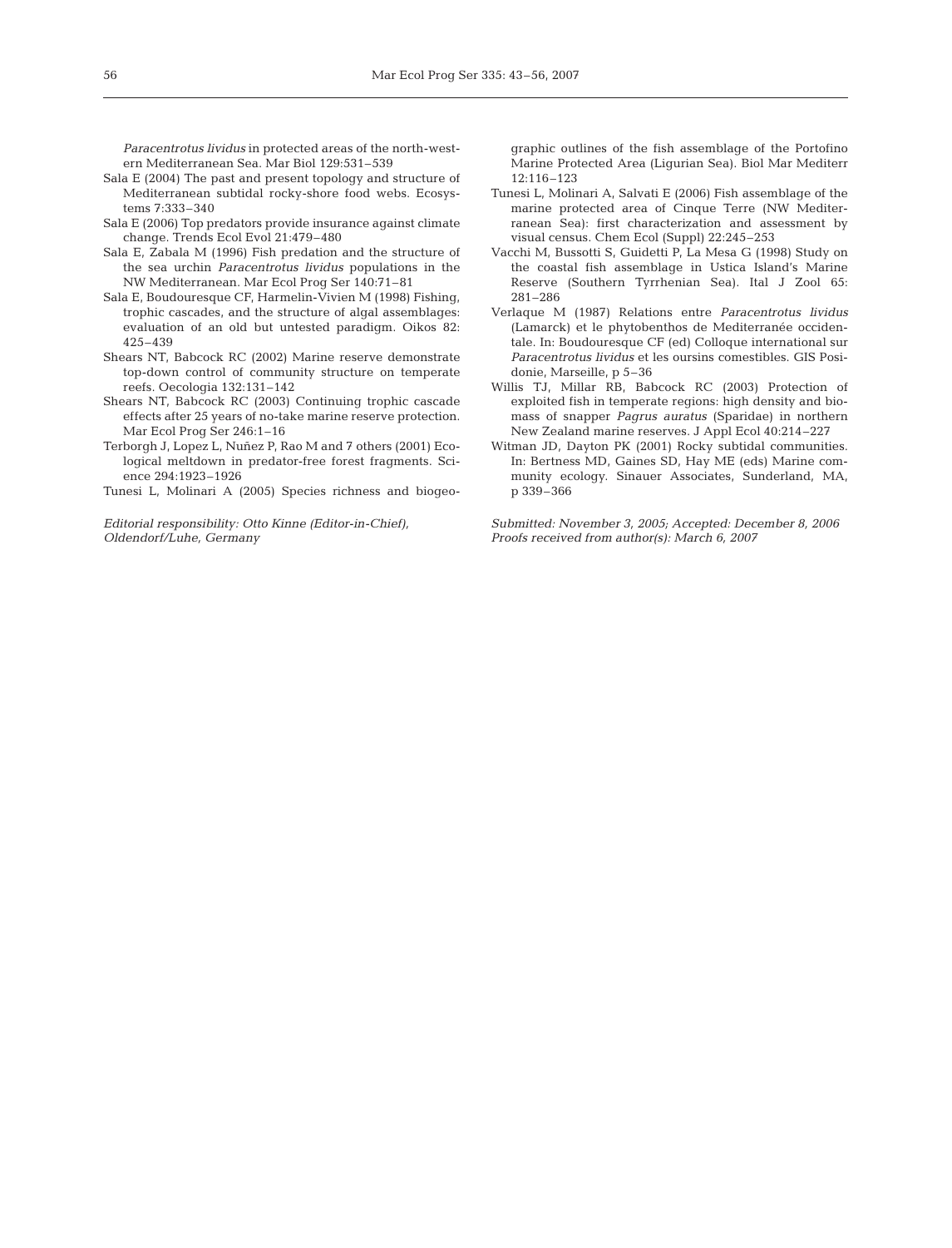*Paracentrotus lividus* in protected areas of the north-western Mediterranean Sea. Mar Biol 129:531–539

Sala E (2004) The past and present topology and structure of Mediterranean subtidal rocky-shore food webs. Ecosystems 7:333–340

Sala E (2006) Top predators provide insurance against climate change. Trends Ecol Evol 21:479–480

Sala E, Zabala M (1996) Fish predation and the structure of the sea urchin *Paracentrotus lividus* populations in the NW Mediterranean. Mar Ecol Prog Ser 140:71–81

Sala E, Boudouresque CF, Harmelin-Vivien M (1998) Fishing, trophic cascades, and the structure of algal assemblages: evaluation of an old but untested paradigm. Oikos 82: 425–439

Shears NT, Babcock RC (2002) Marine reserve demonstrate top-down control of community structure on temperate reefs. Oecologia 132:131–142

Shears NT, Babcock RC (2003) Continuing trophic cascade effects after 25 years of no-take marine reserve protection. Mar Ecol Prog Ser 246:1–16

Terborgh J, Lopez L, Nuñez P, Rao M and 7 others (2001) Ecological meltdown in predator-free forest fragments. Science 294:1923–1926

Tunesi L, Molinari A (2005) Species richness and biogeographic outlines of the fish assemblage of the Portofino Marine Protected Area (Ligurian Sea). Biol Mar Mediterr 12:116–123

Tunesi L, Molinari A, Salvati E (2006) Fish assemblage of the marine protected area of Cinque Terre (NW Mediterranean Sea): first characterization and assessment by visual census. Chem Ecol (Suppl) 22:245–253

Vacchi M, Bussotti S, Guidetti P, La Mesa G (1998) Study on the coastal fish assemblage in Ustica Island's Marine Reserve (Southern Tyrrhenian Sea). Ital J Zool 65: 281–286

Verlaque M (1987) Relations entre *Paracentrotus lividus* (Lamarck) et le phytobenthos de Mediterranée occidentale. In: Boudouresque CF (ed) Colloque international sur *Paracentrotus lividus* et les oursins comestibles. GIS Posidonie, Marseille, p 5–36

Willis TJ, Millar RB, Babcock RC (2003) Protection of exploited fish in temperate regions: high density and biomass of snapper *Pagrus auratus* (Sparidae) in northern New Zealand marine reserves. J Appl Ecol 40:214–227

Witman JD, Dayton PK (2001) Rocky subtidal communities. In: Bertness MD, Gaines SD, Hay ME (eds) Marine community ecology. Sinauer Associates, Sunderland, MA, p 339–366

*Editorial responsibility: Otto Kinne (Editor-in-Chief), Oldendorf/Luhe, Germany*

*Submitted: November 3, 2005; Accepted: December 8, 2006*
*Proofs received from author(s): March 6, 2007*